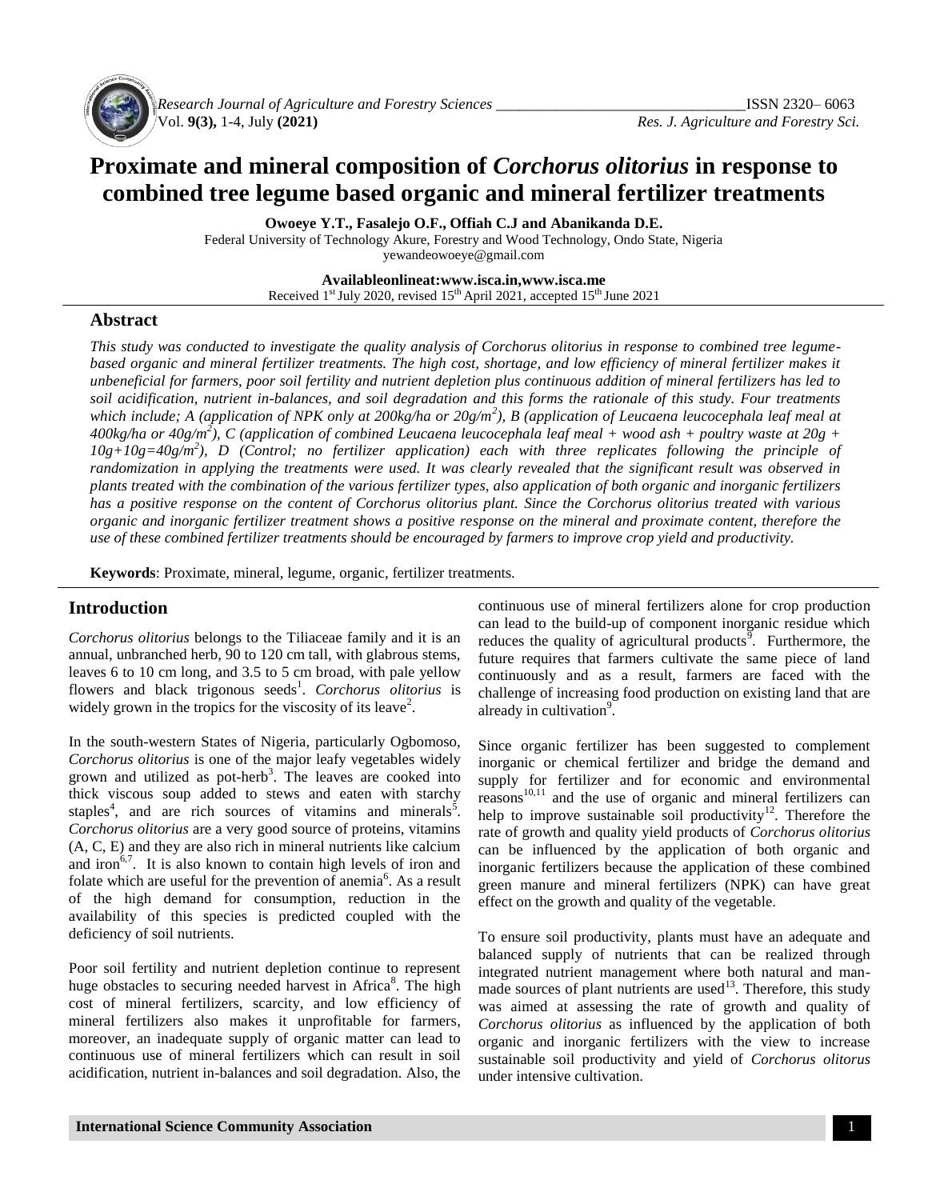# Proximate and mineral composition of *Corchorus olitorius* in response to combined tree legume based organic and mineral fertilizer treatments

**Owoeye Y.T., Fasalejo O.F., Offiah C.J and Abanikanda D.E.**

Federal University of Technology Akure, Forestry and Wood Technology, Ondo State, Nigeria
yewandeowoeye@gmail.com

**Availableonlineat:www.isca.in,www.isca.me**
Received 1st July 2020, revised 15th April 2021, accepted 15th June 2021

## Abstract

*This study was conducted to investigate the quality analysis of Corchorus olitorius in response to combined tree legume-based organic and mineral fertilizer treatments. The high cost, shortage, and low efficiency of mineral fertilizer makes it unbeneficial for farmers, poor soil fertility and nutrient depletion plus continuous addition of mineral fertilizers has led to soil acidification, nutrient in-balances, and soil degradation and this forms the rationale of this study. Four treatments which include; A (application of NPK only at 200kg/ha or 20g/m$^2$), B (application of Leucaena leucocephala leaf meal at 400kg/ha or 40g/m$^2$), C (application of combined Leucaena leucocephala leaf meal + wood ash + poultry waste at 20g + 10g+10g=40g/m$^2$), D (Control; no fertilizer application) each with three replicates following the principle of randomization in applying the treatments were used. It was clearly revealed that the significant result was observed in plants treated with the combination of the various fertilizer types, also application of both organic and inorganic fertilizers has a positive response on the content of Corchorus olitorius plant. Since the Corchorus olitorius treated with various organic and inorganic fertilizer treatment shows a positive response on the mineral and proximate content, therefore the use of these combined fertilizer treatments should be encouraged by farmers to improve crop yield and productivity.*

**Keywords**: Proximate, mineral, legume, organic, fertilizer treatments.

## Introduction

*Corchorus olitorius* belongs to the Tiliaceae family and it is an annual, unbranched herb, 90 to 120 cm tall, with glabrous stems, leaves 6 to 10 cm long, and 3.5 to 5 cm broad, with pale yellow flowers and black trigonous seeds[1]. *Corchorus olitorius* is widely grown in the tropics for the viscosity of its leave[2].

In the south-western States of Nigeria, particularly Ogbomoso, *Corchorus olitorius* is one of the major leafy vegetables widely grown and utilized as pot-herb[3]. The leaves are cooked into thick viscous soup added to stews and eaten with starchy staples[4], and are rich sources of vitamins and minerals[5]. *Corchorus olitorius* are a very good source of proteins, vitamins (A, C, E) and they are also rich in mineral nutrients like calcium and iron[6,7]. It is also known to contain high levels of iron and folate which are useful for the prevention of anemia[6]. As a result of the high demand for consumption, reduction in the availability of this species is predicted coupled with the deficiency of soil nutrients.

Poor soil fertility and nutrient depletion continue to represent huge obstacles to securing needed harvest in Africa[8]. The high cost of mineral fertilizers, scarcity, and low efficiency of mineral fertilizers also makes it unprofitable for farmers, moreover, an inadequate supply of organic matter can lead to continuous use of mineral fertilizers which can result in soil acidification, nutrient in-balances and soil degradation. Also, the continuous use of mineral fertilizers alone for crop production can lead to the build-up of component inorganic residue which reduces the quality of agricultural products[9]. Furthermore, the future requires that farmers cultivate the same piece of land continuously and as a result, farmers are faced with the challenge of increasing food production on existing land that are already in cultivation[9].

Since organic fertilizer has been suggested to complement inorganic or chemical fertilizer and bridge the demand and supply for fertilizer and for economic and environmental reasons[10,11] and the use of organic and mineral fertilizers can help to improve sustainable soil productivity[12]. Therefore the rate of growth and quality yield products of *Corchorus olitorius* can be influenced by the application of both organic and inorganic fertilizers because the application of these combined green manure and mineral fertilizers (NPK) can have great effect on the growth and quality of the vegetable.

To ensure soil productivity, plants must have an adequate and balanced supply of nutrients that can be realized through integrated nutrient management where both natural and man-made sources of plant nutrients are used[13]. Therefore, this study was aimed at assessing the rate of growth and quality of *Corchorus olitorius* as influenced by the application of both organic and inorganic fertilizers with the view to increase sustainable soil productivity and yield of *Corchorus olitorus* under intensive cultivation.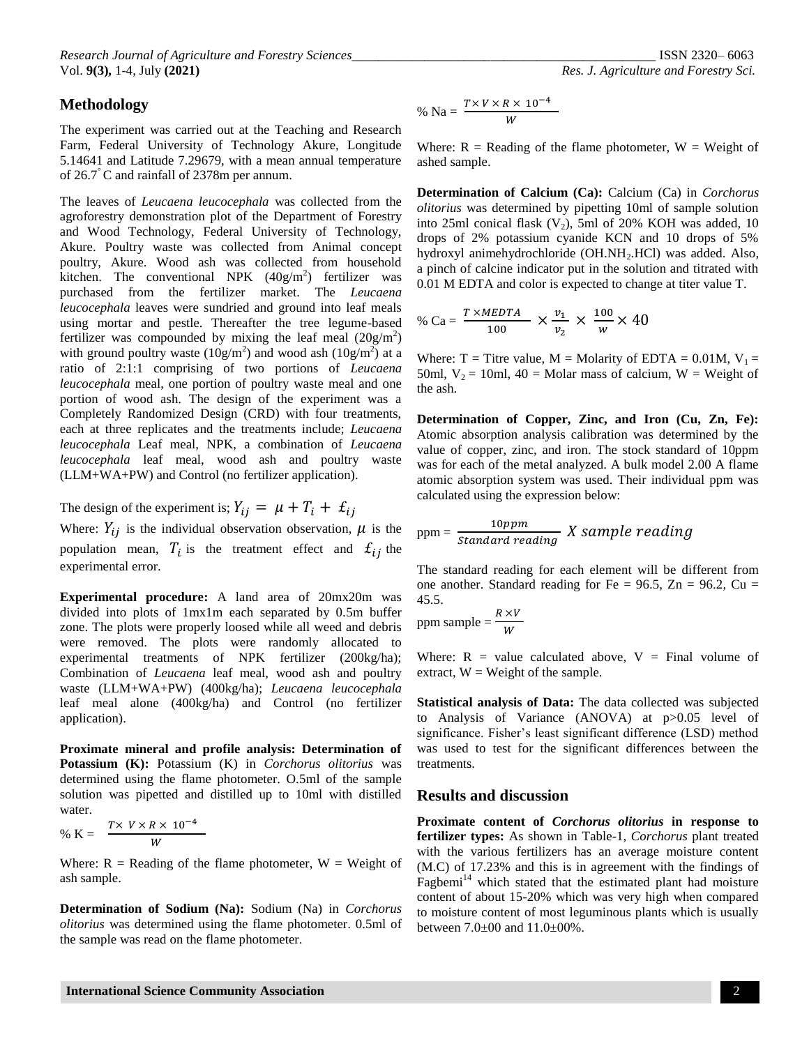## Methodology

The experiment was carried out at the Teaching and Research Farm, Federal University of Technology Akure, Longitude 5.14641 and Latitude 7.29679, with a mean annual temperature of 26.7° C and rainfall of 2378m per annum.

The leaves of *Leucaena leucocephala* was collected from the agroforestry demonstration plot of the Department of Forestry and Wood Technology, Federal University of Technology, Akure. Poultry waste was collected from Animal concept poultry, Akure. Wood ash was collected from household kitchen. The conventional NPK ($40g/m^2$) fertilizer was purchased from the fertilizer market. The *Leucaena leucocephala* leaves were sundried and ground into leaf meals using mortar and pestle. Thereafter the tree legume-based fertilizer was compounded by mixing the leaf meal ($20g/m^2$) with ground poultry waste ($10g/m^2$) and wood ash ($10g/m^2$) at a ratio of 2:1:1 comprising of two portions of *Leucaena leucocephala* meal, one portion of poultry waste meal and one portion of wood ash. The design of the experiment was a Completely Randomized Design (CRD) with four treatments, each at three replicates and the treatments include; *Leucaena leucocephala* Leaf meal, NPK, a combination of *Leucaena leucocephala* leaf meal, wood ash and poultry waste (LLM+WA+PW) and Control (no fertilizer application).

The design of the experiment is; $Y_{ij} = \mu + T_i + £_{ij}$

Where: $Y_{ij}$ is the individual observation observation, $\mu$ is the population mean, $T_i$ is the treatment effect and $£_{ij}$ the experimental error.

**Experimental procedure:** A land area of 20mx20m was divided into plots of 1mx1m each separated by 0.5m buffer zone. The plots were properly loosed while all weed and debris were removed. The plots were randomly allocated to experimental treatments of NPK fertilizer (200kg/ha); Combination of *Leucaena* leaf meal, wood ash and poultry waste (LLM+WA+PW) (400kg/ha); *Leucaena leucocephala* leaf meal alone (400kg/ha) and Control (no fertilizer application).

**Proximate mineral and profile analysis: Determination of Potassium (K):** Potassium (K) in *Corchorus olitorius* was determined using the flame photometer. O.5ml of the sample solution was pipetted and distilled up to 10ml with distilled water.

$$\% \text{ K} = \frac{T \times V \times R \times 10^{-4}}{W}$$

Where: R = Reading of the flame photometer, W = Weight of ash sample.

**Determination of Sodium (Na):** Sodium (Na) in *Corchorus olitorius* was determined using the flame photometer. 0.5ml of the sample was read on the flame photometer.

$$\% \text{ Na} = \frac{T \times V \times R \times 10^{-4}}{W}$$

Where: R = Reading of the flame photometer, W = Weight of ashed sample.

**Determination of Calcium (Ca):** Calcium (Ca) in *Corchorus olitorius* was determined by pipetting 10ml of sample solution into 25ml conical flask ($V_2$), 5ml of 20% KOH was added, 10 drops of 2% potassium cyanide KCN and 10 drops of 5% hydroxyl animehydrochloride ($OH.NH_2.HCl$) was added. Also, a pinch of calcine indicator put in the solution and titrated with 0.01 M EDTA and color is expected to change at titer value T.

$$\% \text{ Ca} = \frac{T \times MEDTA}{100} \times \frac{v_1}{v_2} \times \frac{100}{w} \times 40$$

Where: T = Titre value, M = Molarity of EDTA = 0.01M, $V_1$ = 50ml, $V_2$ = 10ml, 40 = Molar mass of calcium, W = Weight of the ash.

**Determination of Copper, Zinc, and Iron (Cu, Zn, Fe):** Atomic absorption analysis calibration was determined by the value of copper, zinc, and iron. The stock standard of 10ppm was for each of the metal analyzed. A bulk model 2.00 A flame atomic absorption system was used. Their individual ppm was calculated using the expression below:

$$\text{ppm} = \frac{10ppm}{Standard\ reading}\ X\ sample\ reading$$

The standard reading for each element will be different from one another. Standard reading for Fe = 96.5, Zn = 96.2, Cu = 45.5.

$$\text{ppm sample} = \frac{R \times V}{W}$$

Where: R = value calculated above, V = Final volume of extract, W = Weight of the sample.

**Statistical analysis of Data:** The data collected was subjected to Analysis of Variance (ANOVA) at $p>0.05$ level of significance. Fisher's least significant difference (LSD) method was used to test for the significant differences between the treatments.

## Results and discussion

**Proximate content of *Corchorus olitorius* in response to fertilizer types:** As shown in Table-1, *Corchorus* plant treated with the various fertilizers has an average moisture content (M.C) of 17.23% and this is in agreement with the findings of Fagbemi[14] which stated that the estimated plant had moisture content of about 15-20% which was very high when compared to moisture content of most leguminous plants which is usually between 7.0±00 and 11.0±00%.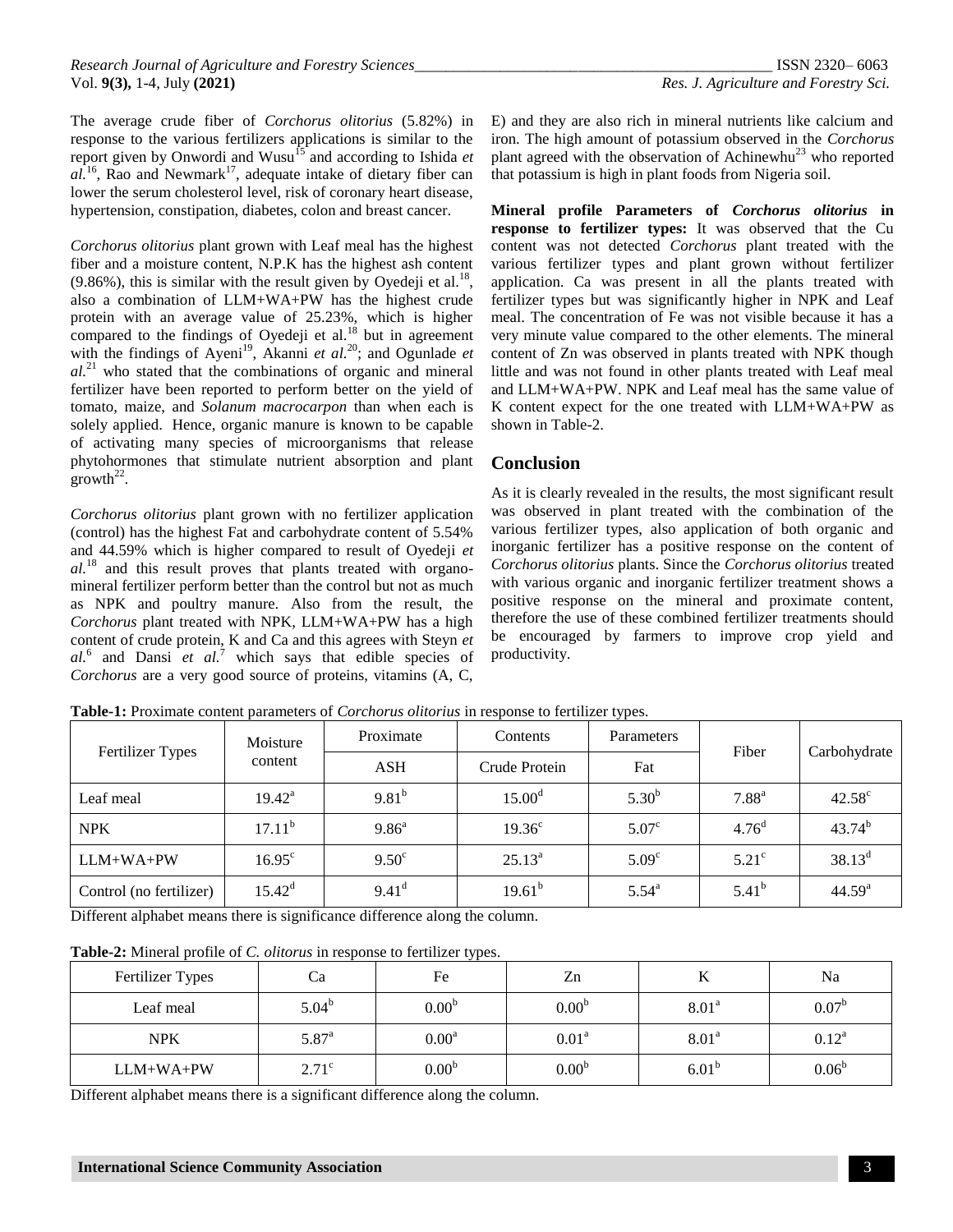The average crude fiber of *Corchorus olitorius* (5.82%) in response to the various fertilizers applications is similar to the report given by Onwordi and Wusu[15] and according to Ishida *et al.*[16], Rao and Newmark[17], adequate intake of dietary fiber can lower the serum cholesterol level, risk of coronary heart disease, hypertension, constipation, diabetes, colon and breast cancer.

*Corchorus olitorius* plant grown with Leaf meal has the highest fiber and a moisture content, N.P.K has the highest ash content (9.86%), this is similar with the result given by Oyedeji et al.[18], also a combination of LLM+WA+PW has the highest crude protein with an average value of 25.23%, which is higher compared to the findings of Oyedeji et al.[18] but in agreement with the findings of Ayeni[19], Akanni *et al.*[20]; and Ogunlade *et al.*[21] who stated that the combinations of organic and mineral fertilizer have been reported to perform better on the yield of tomato, maize, and *Solanum macrocarpon* than when each is solely applied. Hence, organic manure is known to be capable of activating many species of microorganisms that release phytohormones that stimulate nutrient absorption and plant growth[22].

*Corchorus olitorius* plant grown with no fertilizer application (control) has the highest Fat and carbohydrate content of 5.54% and 44.59% which is higher compared to result of Oyedeji *et al.*[18] and this result proves that plants treated with organo-mineral fertilizer perform better than the control but not as much as NPK and poultry manure. Also from the result, the *Corchorus* plant treated with NPK, LLM+WA+PW has a high content of crude protein, K and Ca and this agrees with Steyn *et al.*[6] and Dansi *et al.*[7] which says that edible species of *Corchorus* are a very good source of proteins, vitamins (A, C, E) and they are also rich in mineral nutrients like calcium and iron. The high amount of potassium observed in the *Corchorus* plant agreed with the observation of Achinewhu[23] who reported that potassium is high in plant foods from Nigeria soil.

**Mineral profile Parameters of *Corchorus olitorius* in response to fertilizer types:** It was observed that the Cu content was not detected *Corchorus* plant treated with the various fertilizer types and plant grown without fertilizer application. Ca was present in all the plants treated with fertilizer types but was significantly higher in NPK and Leaf meal. The concentration of Fe was not visible because it has a very minute value compared to the other elements. The mineral content of Zn was observed in plants treated with NPK though little and was not found in other plants treated with Leaf meal and LLM+WA+PW. NPK and Leaf meal has the same value of K content expect for the one treated with LLM+WA+PW as shown in Table-2.

## Conclusion

As it is clearly revealed in the results, the most significant result was observed in plant treated with the combination of the various fertilizer types, also application of both organic and inorganic fertilizer has a positive response on the content of *Corchorus olitorius* plants. Since the *Corchorus olitorius* treated with various organic and inorganic fertilizer treatment shows a positive response on the mineral and proximate content, therefore the use of these combined fertilizer treatments should be encouraged by farmers to improve crop yield and productivity.

**Table-1:** Proximate content parameters of *Corchorus olitorius* in response to fertilizer types.

| Fertilizer Types | Moisture content | Proximate | Contents | Parameters | Fiber | Carbohydrate |
|---|---|---|---|---|---|---|
| | | ASH | Crude Protein | Fat | | |
| Leaf meal | $19.42^{a}$ | $9.81^{b}$ | $15.00^{d}$ | $5.30^{b}$ | $7.88^{a}$ | $42.58^{c}$ |
| NPK | $17.11^{b}$ | $9.86^{a}$ | $19.36^{c}$ | $5.07^{c}$ | $4.76^{d}$ | $43.74^{b}$ |
| LLM+WA+PW | $16.95^{c}$ | $9.50^{c}$ | $25.13^{a}$ | $5.09^{c}$ | $5.21^{c}$ | $38.13^{d}$ |
| Control (no fertilizer) | $15.42^{d}$ | $9.41^{d}$ | $19.61^{b}$ | $5.54^{a}$ | $5.41^{b}$ | $44.59^{a}$ |

Different alphabet means there is significance difference along the column.

**Table-2:** Mineral profile of *C. olitorus* in response to fertilizer types.

| Fertilizer Types | Ca | Fe | Zn | K | Na |
|---|---|---|---|---|---|
| Leaf meal | $5.04^{b}$ | $0.00^{b}$ | $0.00^{b}$ | $8.01^{a}$ | $0.07^{b}$ |
| NPK | $5.87^{a}$ | $0.00^{a}$ | $0.01^{a}$ | $8.01^{a}$ | $0.12^{a}$ |
| LLM+WA+PW | $2.71^{c}$ | $0.00^{b}$ | $0.00^{b}$ | $6.01^{b}$ | $0.06^{b}$ |

Different alphabet means there is a significant difference along the column.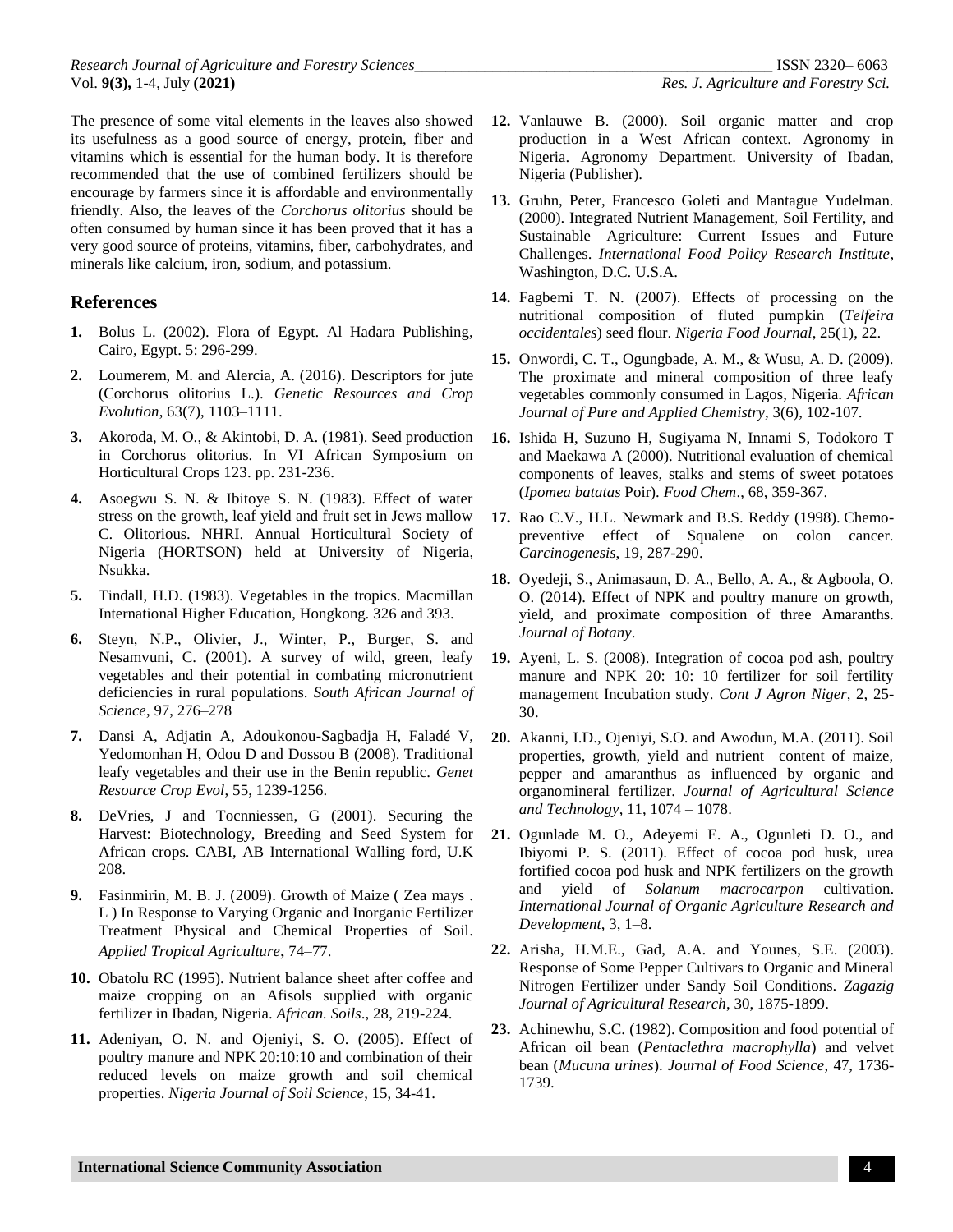The presence of some vital elements in the leaves also showed its usefulness as a good source of energy, protein, fiber and vitamins which is essential for the human body. It is therefore recommended that the use of combined fertilizers should be encourage by farmers since it is affordable and environmentally friendly. Also, the leaves of the *Corchorus olitorius* should be often consumed by human since it has been proved that it has a very good source of proteins, vitamins, fiber, carbohydrates, and minerals like calcium, iron, sodium, and potassium.

## References

1. Bolus L. (2002). Flora of Egypt. Al Hadara Publishing, Cairo, Egypt. 5: 296-299.
2. Loumerem, M. and Alercia, A. (2016). Descriptors for jute (Corchorus olitorius L.). *Genetic Resources and Crop Evolution*, 63(7), 1103–1111.
3. Akoroda, M. O., & Akintobi, D. A. (1981). Seed production in Corchorus olitorius. In VI African Symposium on Horticultural Crops 123. pp. 231-236.
4. Asoegwu S. N. & Ibitoye S. N. (1983). Effect of water stress on the growth, leaf yield and fruit set in Jews mallow C. Olitorious. NHRI. Annual Horticultural Society of Nigeria (HORTSON) held at University of Nigeria, Nsukka.
5. Tindall, H.D. (1983). Vegetables in the tropics. Macmillan International Higher Education, Hongkong. 326 and 393.
6. Steyn, N.P., Olivier, J., Winter, P., Burger, S. and Nesamvuni, C. (2001). A survey of wild, green, leafy vegetables and their potential in combating micronutrient deficiencies in rural populations. *South African Journal of Science*, 97, 276–278
7. Dansi A, Adjatin A, Adoukonou-Sagbadja H, Faladé V, Yedomonhan H, Odou D and Dossou B (2008). Traditional leafy vegetables and their use in the Benin republic. *Genet Resource Crop Evol*, 55, 1239-1256.
8. DeVries, J and Tocnniessen, G (2001). Securing the Harvest: Biotechnology, Breeding and Seed System for African crops. CABI, AB International Walling ford, U.K 208.
9. Fasinmirin, M. B. J. (2009). Growth of Maize ( Zea mays . L ) In Response to Varying Organic and Inorganic Fertilizer Treatment Physical and Chemical Properties of Soil. *Applied Tropical Agriculture*, 74–77.
10. Obatolu RC (1995). Nutrient balance sheet after coffee and maize cropping on an Afisols supplied with organic fertilizer in Ibadan, Nigeria. *African. Soils*., 28, 219-224.
11. Adeniyan, O. N. and Ojeniyi, S. O. (2005). Effect of poultry manure and NPK 20:10:10 and combination of their reduced levels on maize growth and soil chemical properties. *Nigeria Journal of Soil Science*, 15, 34-41.
12. Vanlauwe B. (2000). Soil organic matter and crop production in a West African context. Agronomy in Nigeria. Agronomy Department. University of Ibadan, Nigeria (Publisher).
13. Gruhn, Peter, Francesco Goleti and Mantague Yudelman. (2000). Integrated Nutrient Management, Soil Fertility, and Sustainable Agriculture: Current Issues and Future Challenges. *International Food Policy Research Institute*, Washington, D.C. U.S.A.
14. Fagbemi T. N. (2007). Effects of processing on the nutritional composition of fluted pumpkin (*Telfeira occidentales*) seed flour. *Nigeria Food Journal*, 25(1), 22.
15. Onwordi, C. T., Ogungbade, A. M., & Wusu, A. D. (2009). The proximate and mineral composition of three leafy vegetables commonly consumed in Lagos, Nigeria. *African Journal of Pure and Applied Chemistry*, 3(6), 102-107.
16. Ishida H, Suzuno H, Sugiyama N, Innami S, Todokoro T and Maekawa A (2000). Nutritional evaluation of chemical components of leaves, stalks and stems of sweet potatoes (*Ipomea batatas* Poir). *Food Chem*., 68, 359-367.
17. Rao C.V., H.L. Newmark and B.S. Reddy (1998). Chemo-preventive effect of Squalene on colon cancer. *Carcinogenesis*, 19, 287-290.
18. Oyedeji, S., Animasaun, D. A., Bello, A. A., & Agboola, O. O. (2014). Effect of NPK and poultry manure on growth, yield, and proximate composition of three Amaranths. *Journal of Botany*.
19. Ayeni, L. S. (2008). Integration of cocoa pod ash, poultry manure and NPK 20: 10: 10 fertilizer for soil fertility management Incubation study. *Cont J Agron Niger*, 2, 25-30.
20. Akanni, I.D., Ojeniyi, S.O. and Awodun, M.A. (2011). Soil properties, growth, yield and nutrient content of maize, pepper and amaranthus as influenced by organic and organomineral fertilizer. *Journal of Agricultural Science and Technology*, 11, 1074 – 1078.
21. Ogunlade M. O., Adeyemi E. A., Ogunleti D. O., and Ibiyomi P. S. (2011). Effect of cocoa pod husk, urea fortified cocoa pod husk and NPK fertilizers on the growth and yield of *Solanum macrocarpon* cultivation. *International Journal of Organic Agriculture Research and Development*, 3, 1–8.
22. Arisha, H.M.E., Gad, A.A. and Younes, S.E. (2003). Response of Some Pepper Cultivars to Organic and Mineral Nitrogen Fertilizer under Sandy Soil Conditions. *Zagazig Journal of Agricultural Research*, 30, 1875-1899.
23. Achinewhu, S.C. (1982). Composition and food potential of African oil bean (*Pentaclethra macrophylla*) and velvet bean (*Mucuna urines*). *Journal of Food Science*, 47, 1736-1739.